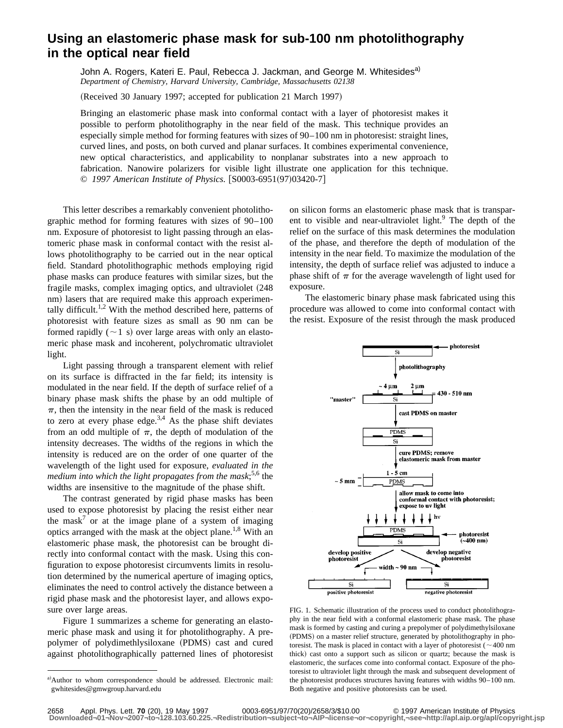# Using an elastomeric phase mask for sub-100 nm photolithography in the optical near field

John A. Rogers, Kateri E. Paul, Rebecca J. Jackman, and George M. Whitesides[a]

*Department of Chemistry, Harvard University, Cambridge, Massachusetts 02138*

(Received 30 January 1997; accepted for publication 21 March 1997)

Bringing an elastomeric phase mask into conformal contact with a layer of photoresist makes it possible to perform photolithography in the near field of the mask. This technique provides an especially simple method for forming features with sizes of 90–100 nm in photoresist: straight lines, curved lines, and posts, on both curved and planar surfaces. It combines experimental convenience, new optical characteristics, and applicability to nonplanar substrates into a new approach to fabrication. Nanowire polarizers for visible light illustrate one application for this technique. © *1997 American Institute of Physics.* [S0003-6951(97)03420-7]

This letter describes a remarkably convenient photolithographic method for forming features with sizes of 90–100 nm. Exposure of photoresist to light passing through an elastomeric phase mask in conformal contact with the resist allows photolithography to be carried out in the near optical field. Standard photolithographic methods employing rigid phase masks can produce features with similar sizes, but the fragile masks, complex imaging optics, and ultraviolet (248 nm) lasers that are required make this approach experimentally difficult.[1,2] With the method described here, patterns of photoresist with feature sizes as small as 90 nm can be formed rapidly ($\sim$1 s) over large areas with only an elastomeric phase mask and incoherent, polychromatic ultraviolet light.

Light passing through a transparent element with relief on its surface is diffracted in the far field; its intensity is modulated in the near field. If the depth of surface relief of a binary phase mask shifts the phase by an odd multiple of $\pi$, then the intensity in the near field of the mask is reduced to zero at every phase edge.[3,4] As the phase shift deviates from an odd multiple of $\pi$, the depth of modulation of the intensity decreases. The widths of the regions in which the intensity is reduced are on the order of one quarter of the wavelength of the light used for exposure, *evaluated in the medium into which the light propagates from the mask*;[5,6] the widths are insensitive to the magnitude of the phase shift.

The contrast generated by rigid phase masks has been used to expose photoresist by placing the resist either near the mask[7] or at the image plane of a system of imaging optics arranged with the mask at the object plane.[1,8] With an elastomeric phase mask, the photoresist can be brought directly into conformal contact with the mask. Using this configuration to expose photoresist circumvents limits in resolution determined by the numerical aperture of imaging optics, eliminates the need to control actively the distance between a rigid phase mask and the photoresist layer, and allows exposure over large areas.

Figure 1 summarizes a scheme for generating an elastomeric phase mask and using it for photolithography. A prepolymer of polydimethlysiloxane (PDMS) cast and cured against photolithographically patterned lines of photoresist on silicon forms an elastomeric phase mask that is transparent to visible and near-ultraviolet light.[9] The depth of the relief on the surface of this mask determines the modulation of the phase, and therefore the depth of modulation of the intensity in the near field. To maximize the modulation of the intensity, the depth of surface relief was adjusted to induce a phase shift of $\pi$ for the average wavelength of light used for exposure.

The elastomeric binary phase mask fabricated using this procedure was allowed to come into conformal contact with the resist. Exposure of the resist through the mask produced

FIG. 1. Schematic illustration of the process used to conduct photolithography in the near field with a conformal elastomeric phase mask. The phase mask is formed by casting and curing a prepolymer of polydimethylsiloxane (PDMS) on a master relief structure, generated by photolithography in photoresist. The mask is placed in contact with a layer of photoresist ($\sim$400 nm thick) cast onto a support such as silicon or quartz; because the mask is elastomeric, the surfaces come into conformal contact. Exposure of the photoresist to ultraviolet light through the mask and subsequent development of the photoresist produces structures having features with widths 90–100 nm. Both negative and positive photoresists can be used.

[a]Author to whom correspondence should be addressed. Electronic mail: gwhitesides@gmwgroup.harvard.edu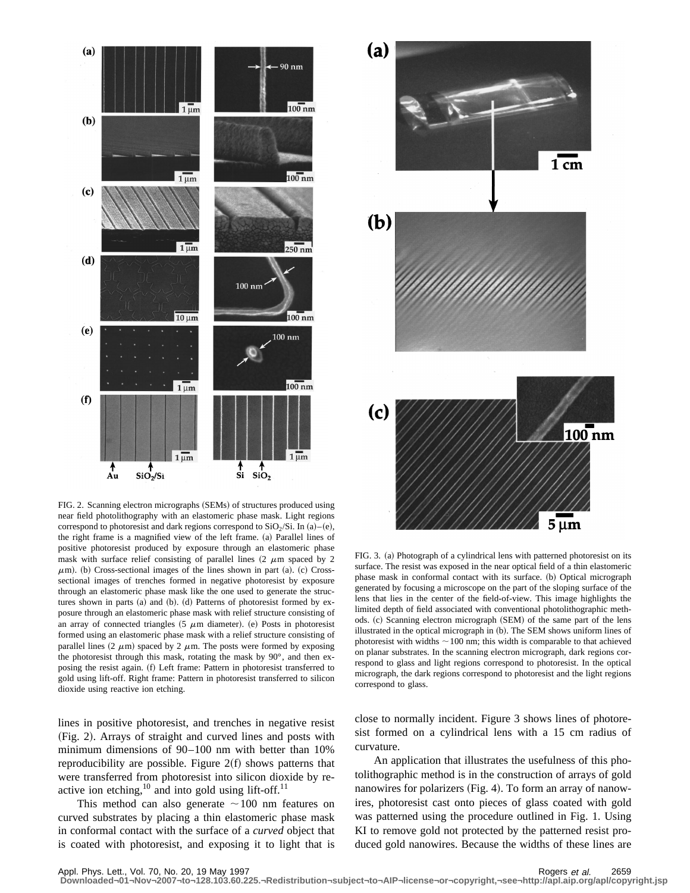FIG. 2. Scanning electron micrographs (SEMs) of structures produced using near field photolithography with an elastomeric phase mask. Light regions correspond to photoresist and dark regions correspond to $SiO_2$/Si. In (a)–(e), the right frame is a magnified view of the left frame. (a) Parallel lines of positive photoresist produced by exposure through an elastomeric phase mask with surface relief consisting of parallel lines (2 $\mu$m spaced by 2 $\mu$m). (b) Cross-sectional images of the lines shown in part (a). (c) Cross-sectional images of trenches formed in negative photoresist by exposure through an elastomeric phase mask like the one used to generate the structures shown in parts (a) and (b). (d) Patterns of photoresist formed by exposure through an elastomeric phase mask with relief structure consisting of an array of connected triangles (5 $\mu$m diameter). (e) Posts in photoresist formed using an elastomeric phase mask with a relief structure consisting of parallel lines (2 $\mu$m) spaced by 2 $\mu$m. The posts were formed by exposing the photoresist through this mask, rotating the mask by 90°, and then exposing the resist again. (f) Left frame: Pattern in photoresist transferred to gold using lift-off. Right frame: Pattern in photoresist transferred to silicon dioxide using reactive ion etching.

FIG. 3. (a) Photograph of a cylindrical lens with patterned photoresist on its surface. The resist was exposed in the near optical field of a thin elastomeric phase mask in conformal contact with its surface. (b) Optical micrograph generated by focusing a microscope on the part of the sloping surface of the lens that lies in the center of the field-of-view. This image highlights the limited depth of field associated with conventional photolithographic methods. (c) Scanning electron micrograph (SEM) of the same part of the lens illustrated in the optical micrograph in (b). The SEM shows uniform lines of photoresist with widths ~100 nm; this width is comparable to that achieved on planar substrates. In the scanning electron micrograph, dark regions correspond to glass and light regions correspond to photoresist. In the optical micrograph, the dark regions correspond to photoresist and the light regions correspond to glass.

lines in positive photoresist, and trenches in negative resist (Fig. 2). Arrays of straight and curved lines and posts with minimum dimensions of 90–100 nm with better than 10% reproducibility are possible. Figure 2(f) shows patterns that were transferred from photoresist into silicon dioxide by reactive ion etching,[10] and into gold using lift-off.[11]

This method can also generate ~100 nm features on curved substrates by placing a thin elastomeric phase mask in conformal contact with the surface of a *curved* object that is coated with photoresist, and exposing it to light that is close to normally incident. Figure 3 shows lines of photoresist formed on a cylindrical lens with a 15 cm radius of curvature.

An application that illustrates the usefulness of this photolithographic method is in the construction of arrays of gold nanowires for polarizers (Fig. 4). To form an array of nanowires, photoresist cast onto pieces of glass coated with gold was patterned using the procedure outlined in Fig. 1. Using KI to remove gold not protected by the patterned resist produced gold nanowires. Because the widths of these lines are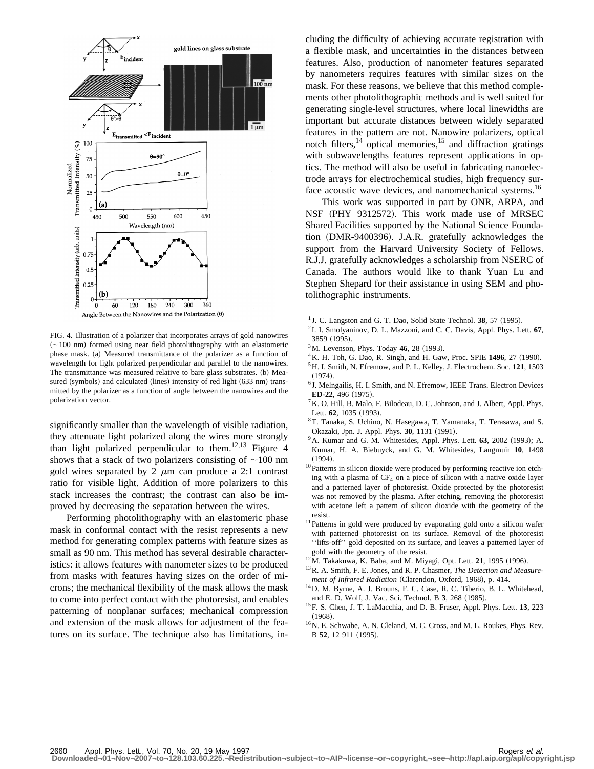gold lines on glass substrate

$E_{incident}$

$\theta' > \theta$

$E_{transmitted} < E_{incident}$

100 nm

1 μm

Normalized Transmitted Intensity (%)

θ=90°

θ=0°

(a)

Wavelength (nm)

Transmitted Intensity (arb. units)

(b)

Angle Between the Nanowires and the Polarization (θ)

FIG. 4. Illustration of a polarizer that incorporates arrays of gold nanowires (~100 nm) formed using near field photolithography with an elastomeric phase mask. (a) Measured transmittance of the polarizer as a function of wavelength for light polarized perpendicular and parallel to the nanowires. The transmittance was measured relative to bare glass substrates. (b) Measured (symbols) and calculated (lines) intensity of red light (633 nm) transmitted by the polarizer as a function of angle between the nanowires and the polarization vector.

significantly smaller than the wavelength of visible radiation, they attenuate light polarized along the wires more strongly than light polarized perpendicular to them.[12,13] Figure 4 shows that a stack of two polarizers consisting of ~100 nm gold wires separated by 2 μm can produce a 2:1 contrast ratio for visible light. Addition of more polarizers to this stack increases the contrast; the contrast can also be improved by decreasing the separation between the wires.

Performing photolithography with an elastomeric phase mask in conformal contact with the resist represents a new method for generating complex patterns with feature sizes as small as 90 nm. This method has several desirable characteristics: it allows features with nanometer sizes to be produced from masks with features having sizes on the order of microns; the mechanical flexibility of the mask allows the mask to come into perfect contact with the photoresist, and enables patterning of nonplanar surfaces; mechanical compression and extension of the mask allows for adjustment of the features on its surface. The technique also has limitations, including the difficulty of achieving accurate registration with a flexible mask, and uncertainties in the distances between features. Also, production of nanometer features separated by nanometers requires features with similar sizes on the mask. For these reasons, we believe that this method complements other photolithographic methods and is well suited for generating single-level structures, where local linewidths are important but accurate distances between widely separated features in the pattern are not. Nanowire polarizers, optical notch filters,[14] optical memories,[15] and diffraction gratings with subwavelengths features represent applications in optics. The method will also be useful in fabricating nanoelectrode arrays for electrochemical studies, high frequency surface acoustic wave devices, and nanomechanical systems.[16]

This work was supported in part by ONR, ARPA, and NSF (PHY 9312572). This work made use of MRSEC Shared Facilities supported by the National Science Foundation (DMR-9400396). J.A.R. gratefully acknowledges the support from the Harvard University Society of Fellows. R.J.J. gratefully acknowledges a scholarship from NSERC of Canada. The authors would like to thank Yuan Lu and Stephen Shepard for their assistance in using SEM and photolithographic instruments.

[1] J. C. Langston and G. T. Dao, Solid State Technol. **38**, 57 (1995).

[2] I. I. Smolyaninov, D. L. Mazzoni, and C. C. Davis, Appl. Phys. Lett. **67**, 3859 (1995).

[3] M. Levenson, Phys. Today **46**, 28 (1993).

[4] K. H. Toh, G. Dao, R. Singh, and H. Gaw, Proc. SPIE **1496**, 27 (1990).

[5] H. I. Smith, N. Efremow, and P. L. Kelley, J. Electrochem. Soc. **121**, 1503 (1974).

[6] J. Melngailis, H. I. Smith, and N. Efremow, IEEE Trans. Electron Devices **ED-22**, 496 (1975).

[7] K. O. Hill, B. Malo, F. Bilodeau, D. C. Johnson, and J. Albert, Appl. Phys. Lett. **62**, 1035 (1993).

[8] T. Tanaka, S. Uchino, N. Hasegawa, T. Yamanaka, T. Terasawa, and S. Okazaki, Jpn. J. Appl. Phys. **30**, 1131 (1991).

[9] A. Kumar and G. M. Whitesides, Appl. Phys. Lett. **63**, 2002 (1993); A. Kumar, H. A. Biebuyck, and G. M. Whitesides, Langmuir **10**, 1498 (1994).

[10] Patterns in silicon dioxide were produced by performing reactive ion etching with a plasma of $CF_4$ on a piece of silicon with a native oxide layer and a patterned layer of photoresist. Oxide protected by the photoresist was not removed by the plasma. After etching, removing the photoresist with acetone left a pattern of silicon dioxide with the geometry of the resist.

[11] Patterns in gold were produced by evaporating gold onto a silicon wafer with patterned photoresist on its surface. Removal of the photoresist ''lifts-off'' gold deposited on its surface, and leaves a patterned layer of gold with the geometry of the resist.

[12] M. Takakuwa, K. Baba, and M. Miyagi, Opt. Lett. **21**, 1995 (1996).

[13] R. A. Smith, F. E. Jones, and R. P. Chasmer, *The Detection and Measurement of Infrared Radiation* (Clarendon, Oxford, 1968), p. 414.

[14] D. M. Byrne, A. J. Brouns, F. C. Case, R. C. Tiberio, B. L. Whitehead, and E. D. Wolf, J. Vac. Sci. Technol. B **3**, 268 (1985).

[15] F. S. Chen, J. T. LaMacchia, and D. B. Fraser, Appl. Phys. Lett. **13**, 223 (1968).

[16] N. E. Schwabe, A. N. Cleland, M. C. Cross, and M. L. Roukes, Phys. Rev. B **52**, 12 911 (1995).